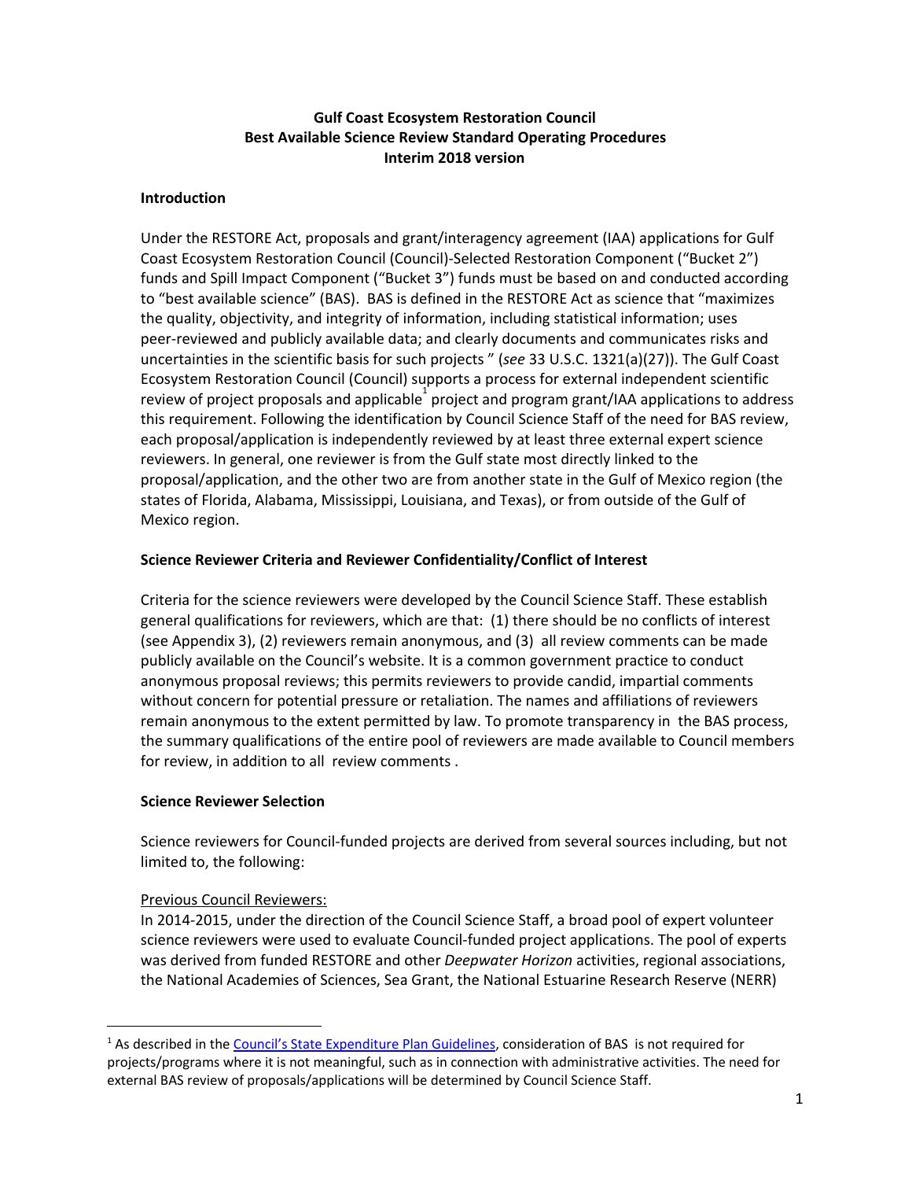# Gulf Coast Ecosystem Restoration Council
# Best Available Science Review Standard Operating Procedures
# Interim 2018 version

## Introduction

Under the RESTORE Act, proposals and grant/interagency agreement (IAA) applications for Gulf Coast Ecosystem Restoration Council (Council)-Selected Restoration Component ("Bucket 2") funds and Spill Impact Component ("Bucket 3") funds must be based on and conducted according to "best available science" (BAS). BAS is defined in the RESTORE Act as science that "maximizes the quality, objectivity, and integrity of information, including statistical information; uses peer-reviewed and publicly available data; and clearly documents and communicates risks and uncertainties in the scientific basis for such projects " (*see* 33 U.S.C. 1321(a)(27)). The Gulf Coast Ecosystem Restoration Council (Council) supports a process for external independent scientific review of project proposals and applicable[1] project and program grant/IAA applications to address this requirement. Following the identification by Council Science Staff of the need for BAS review, each proposal/application is independently reviewed by at least three external expert science reviewers. In general, one reviewer is from the Gulf state most directly linked to the proposal/application, and the other two are from another state in the Gulf of Mexico region (the states of Florida, Alabama, Mississippi, Louisiana, and Texas), or from outside of the Gulf of Mexico region.

## Science Reviewer Criteria and Reviewer Confidentiality/Conflict of Interest

Criteria for the science reviewers were developed by the Council Science Staff. These establish general qualifications for reviewers, which are that: (1) there should be no conflicts of interest (see Appendix 3), (2) reviewers remain anonymous, and (3) all review comments can be made publicly available on the Council's website. It is a common government practice to conduct anonymous proposal reviews; this permits reviewers to provide candid, impartial comments without concern for potential pressure or retaliation. The names and affiliations of reviewers remain anonymous to the extent permitted by law. To promote transparency in the BAS process, the summary qualifications of the entire pool of reviewers are made available to Council members for review, in addition to all review comments .

## Science Reviewer Selection

Science reviewers for Council-funded projects are derived from several sources including, but not limited to, the following:

<u>Previous Council Reviewers:</u>
In 2014-2015, under the direction of the Council Science Staff, a broad pool of expert volunteer science reviewers were used to evaluate Council-funded project applications. The pool of experts was derived from funded RESTORE and other *Deepwater Horizon* activities, regional associations, the National Academies of Sciences, Sea Grant, the National Estuarine Research Reserve (NERR)

---

[1] As described in the Council's State Expenditure Plan Guidelines, consideration of BAS is not required for projects/programs where it is not meaningful, such as in connection with administrative activities. The need for external BAS review of proposals/applications will be determined by Council Science Staff.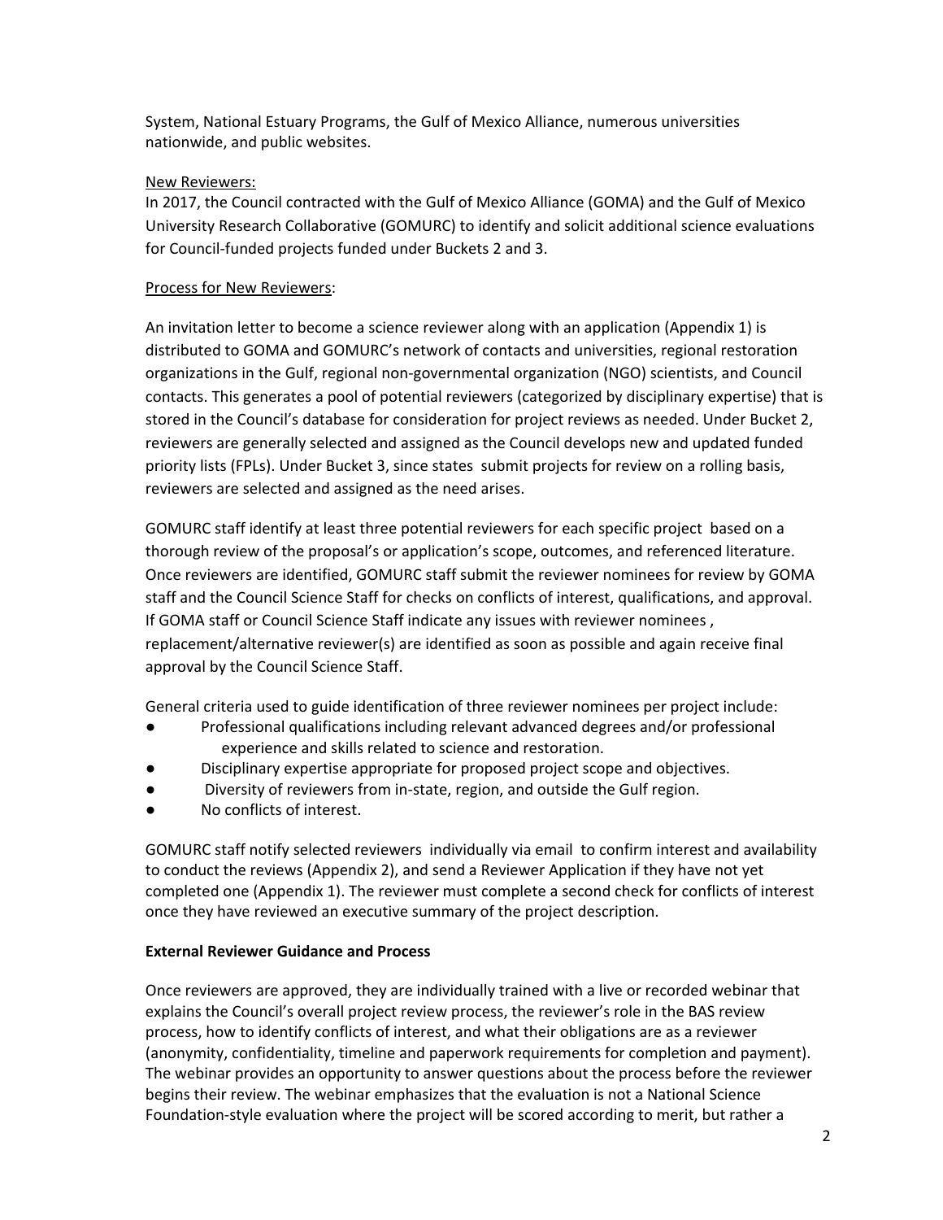System, National Estuary Programs, the Gulf of Mexico Alliance, numerous universities nationwide, and public websites.

New Reviewers:

In 2017, the Council contracted with the Gulf of Mexico Alliance (GOMA) and the Gulf of Mexico University Research Collaborative (GOMURC) to identify and solicit additional science evaluations for Council-funded projects funded under Buckets 2 and 3.

Process for New Reviewers:

An invitation letter to become a science reviewer along with an application (Appendix 1) is distributed to GOMA and GOMURC's network of contacts and universities, regional restoration organizations in the Gulf, regional non-governmental organization (NGO) scientists, and Council contacts. This generates a pool of potential reviewers (categorized by disciplinary expertise) that is stored in the Council's database for consideration for project reviews as needed. Under Bucket 2, reviewers are generally selected and assigned as the Council develops new and updated funded priority lists (FPLs). Under Bucket 3, since states submit projects for review on a rolling basis, reviewers are selected and assigned as the need arises.

GOMURC staff identify at least three potential reviewers for each specific project based on a thorough review of the proposal's or application's scope, outcomes, and referenced literature. Once reviewers are identified, GOMURC staff submit the reviewer nominees for review by GOMA staff and the Council Science Staff for checks on conflicts of interest, qualifications, and approval. If GOMA staff or Council Science Staff indicate any issues with reviewer nominees , replacement/alternative reviewer(s) are identified as soon as possible and again receive final approval by the Council Science Staff.

General criteria used to guide identification of three reviewer nominees per project include:

- Professional qualifications including relevant advanced degrees and/or professional experience and skills related to science and restoration.
- Disciplinary expertise appropriate for proposed project scope and objectives.
- Diversity of reviewers from in-state, region, and outside the Gulf region.
- No conflicts of interest.

GOMURC staff notify selected reviewers individually via email to confirm interest and availability to conduct the reviews (Appendix 2), and send a Reviewer Application if they have not yet completed one (Appendix 1). The reviewer must complete a second check for conflicts of interest once they have reviewed an executive summary of the project description.

**External Reviewer Guidance and Process**

Once reviewers are approved, they are individually trained with a live or recorded webinar that explains the Council's overall project review process, the reviewer's role in the BAS review process, how to identify conflicts of interest, and what their obligations are as a reviewer (anonymity, confidentiality, timeline and paperwork requirements for completion and payment). The webinar provides an opportunity to answer questions about the process before the reviewer begins their review. The webinar emphasizes that the evaluation is not a National Science Foundation-style evaluation where the project will be scored according to merit, but rather a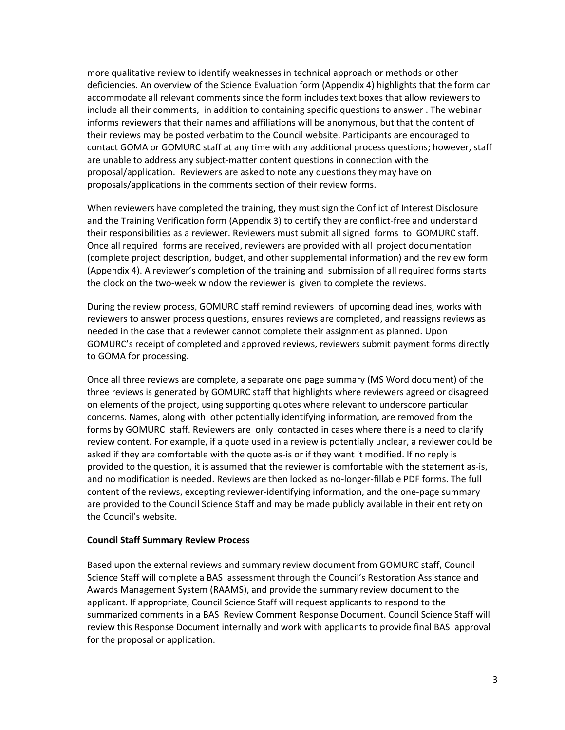more qualitative review to identify weaknesses in technical approach or methods or other deficiencies. An overview of the Science Evaluation form (Appendix 4) highlights that the form can accommodate all relevant comments since the form includes text boxes that allow reviewers to include all their comments, in addition to containing specific questions to answer . The webinar informs reviewers that their names and affiliations will be anonymous, but that the content of their reviews may be posted verbatim to the Council website. Participants are encouraged to contact GOMA or GOMURC staff at any time with any additional process questions; however, staff are unable to address any subject-matter content questions in connection with the proposal/application. Reviewers are asked to note any questions they may have on proposals/applications in the comments section of their review forms.

When reviewers have completed the training, they must sign the Conflict of Interest Disclosure and the Training Verification form (Appendix 3) to certify they are conflict-free and understand their responsibilities as a reviewer. Reviewers must submit all signed forms to GOMURC staff. Once all required forms are received, reviewers are provided with all project documentation (complete project description, budget, and other supplemental information) and the review form (Appendix 4). A reviewer's completion of the training and submission of all required forms starts the clock on the two-week window the reviewer is given to complete the reviews.

During the review process, GOMURC staff remind reviewers of upcoming deadlines, works with reviewers to answer process questions, ensures reviews are completed, and reassigns reviews as needed in the case that a reviewer cannot complete their assignment as planned. Upon GOMURC's receipt of completed and approved reviews, reviewers submit payment forms directly to GOMA for processing.

Once all three reviews are complete, a separate one page summary (MS Word document) of the three reviews is generated by GOMURC staff that highlights where reviewers agreed or disagreed on elements of the project, using supporting quotes where relevant to underscore particular concerns. Names, along with other potentially identifying information, are removed from the forms by GOMURC staff. Reviewers are only contacted in cases where there is a need to clarify review content. For example, if a quote used in a review is potentially unclear, a reviewer could be asked if they are comfortable with the quote as-is or if they want it modified. If no reply is provided to the question, it is assumed that the reviewer is comfortable with the statement as-is, and no modification is needed. Reviews are then locked as no-longer-fillable PDF forms. The full content of the reviews, excepting reviewer-identifying information, and the one-page summary are provided to the Council Science Staff and may be made publicly available in their entirety on the Council's website.

**Council Staff Summary Review Process**

Based upon the external reviews and summary review document from GOMURC staff, Council Science Staff will complete a BAS assessment through the Council's Restoration Assistance and Awards Management System (RAAMS), and provide the summary review document to the applicant. If appropriate, Council Science Staff will request applicants to respond to the summarized comments in a BAS Review Comment Response Document. Council Science Staff will review this Response Document internally and work with applicants to provide final BAS approval for the proposal or application.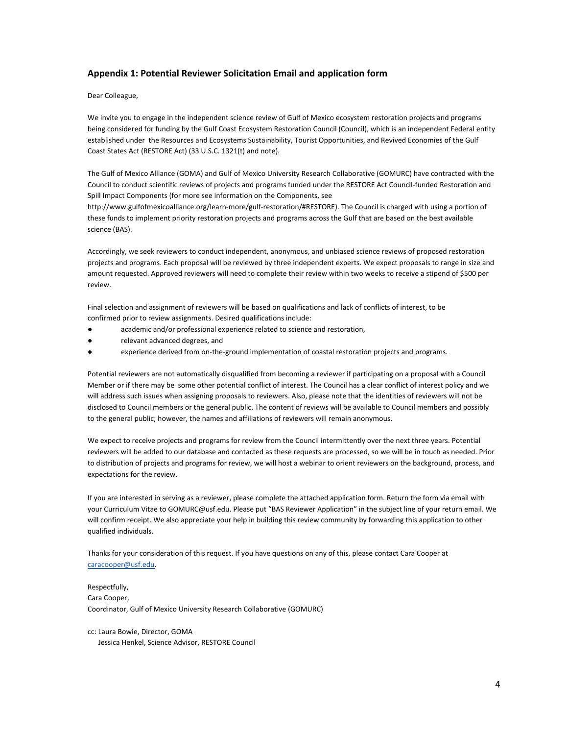## Appendix 1: Potential Reviewer Solicitation Email and application form

Dear Colleague,

We invite you to engage in the independent science review of Gulf of Mexico ecosystem restoration projects and programs being considered for funding by the Gulf Coast Ecosystem Restoration Council (Council), which is an independent Federal entity established under the Resources and Ecosystems Sustainability, Tourist Opportunities, and Revived Economies of the Gulf Coast States Act (RESTORE Act) (33 U.S.C. 1321(t) and note).

The Gulf of Mexico Alliance (GOMA) and Gulf of Mexico University Research Collaborative (GOMURC) have contracted with the Council to conduct scientific reviews of projects and programs funded under the RESTORE Act Council-funded Restoration and Spill Impact Components (for more see information on the Components, see http://www.gulfofmexicoalliance.org/learn-more/gulf-restoration/#RESTORE). The Council is charged with using a portion of these funds to implement priority restoration projects and programs across the Gulf that are based on the best available science (BAS).

Accordingly, we seek reviewers to conduct independent, anonymous, and unbiased science reviews of proposed restoration projects and programs. Each proposal will be reviewed by three independent experts. We expect proposals to range in size and amount requested. Approved reviewers will need to complete their review within two weeks to receive a stipend of $500 per review.

Final selection and assignment of reviewers will be based on qualifications and lack of conflicts of interest, to be confirmed prior to review assignments. Desired qualifications include:

- academic and/or professional experience related to science and restoration,
- relevant advanced degrees, and
- experience derived from on-the-ground implementation of coastal restoration projects and programs.

Potential reviewers are not automatically disqualified from becoming a reviewer if participating on a proposal with a Council Member or if there may be some other potential conflict of interest. The Council has a clear conflict of interest policy and we will address such issues when assigning proposals to reviewers. Also, please note that the identities of reviewers will not be disclosed to Council members or the general public. The content of reviews will be available to Council members and possibly to the general public; however, the names and affiliations of reviewers will remain anonymous.

We expect to receive projects and programs for review from the Council intermittently over the next three years. Potential reviewers will be added to our database and contacted as these requests are processed, so we will be in touch as needed. Prior to distribution of projects and programs for review, we will host a webinar to orient reviewers on the background, process, and expectations for the review.

If you are interested in serving as a reviewer, please complete the attached application form. Return the form via email with your Curriculum Vitae to GOMURC@usf.edu. Please put "BAS Reviewer Application" in the subject line of your return email. We will confirm receipt. We also appreciate your help in building this review community by forwarding this application to other qualified individuals.

Thanks for your consideration of this request. If you have questions on any of this, please contact Cara Cooper at caracooper@usf.edu.

Respectfully,
Cara Cooper,
Coordinator, Gulf of Mexico University Research Collaborative (GOMURC)

cc: Laura Bowie, Director, GOMA
Jessica Henkel, Science Advisor, RESTORE Council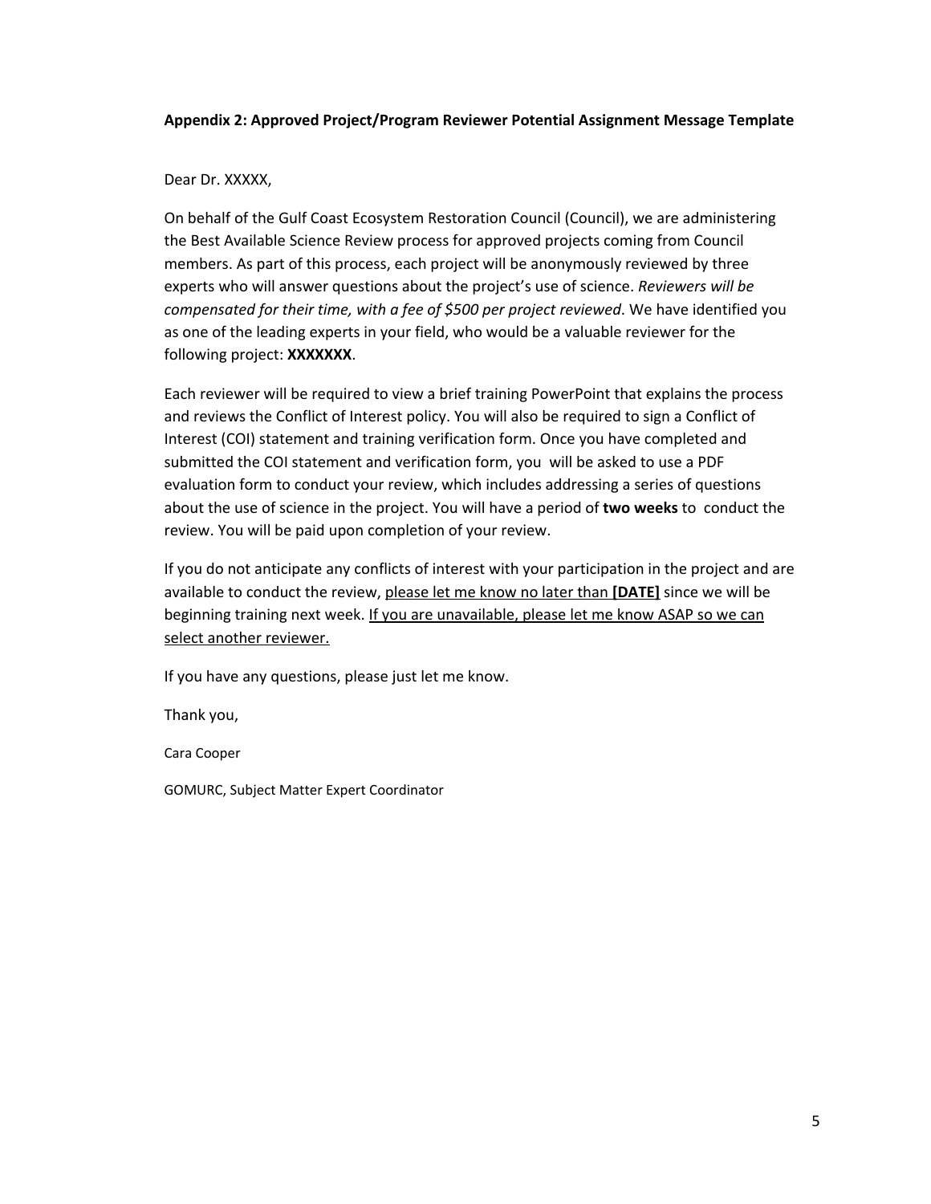**Appendix 2: Approved Project/Program Reviewer Potential Assignment Message Template**

Dear Dr. XXXXX,

On behalf of the Gulf Coast Ecosystem Restoration Council (Council), we are administering the Best Available Science Review process for approved projects coming from Council members. As part of this process, each project will be anonymously reviewed by three experts who will answer questions about the project's use of science. *Reviewers will be compensated for their time, with a fee of $500 per project reviewed*. We have identified you as one of the leading experts in your field, who would be a valuable reviewer for the following project: **XXXXXXX**.

Each reviewer will be required to view a brief training PowerPoint that explains the process and reviews the Conflict of Interest policy. You will also be required to sign a Conflict of Interest (COI) statement and training verification form. Once you have completed and submitted the COI statement and verification form, you will be asked to use a PDF evaluation form to conduct your review, which includes addressing a series of questions about the use of science in the project. You will have a period of **two weeks** to conduct the review. You will be paid upon completion of your review.

If you do not anticipate any conflicts of interest with your participation in the project and are available to conduct the review, <u>please let me know no later than **[DATE]**</u> since we will be beginning training next week. <u>If you are unavailable, please let me know ASAP so we can select another reviewer.</u>

If you have any questions, please just let me know.

Thank you,

Cara Cooper

GOMURC, Subject Matter Expert Coordinator